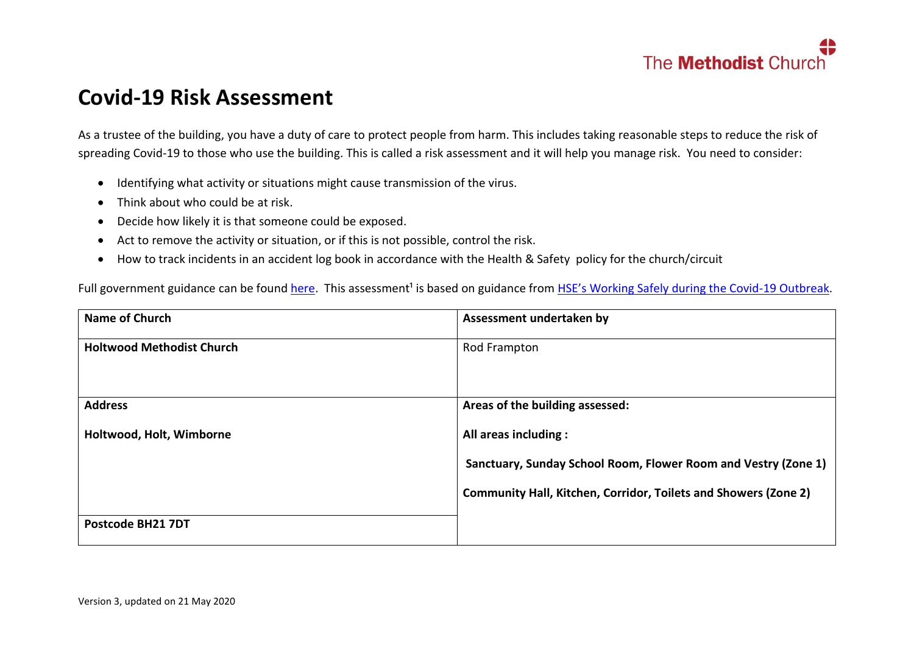The Methodist Church

# Covid-19 Risk Assessment

As a trustee of the building, you have a duty of care to protect people from harm. This includes taking reasonable steps to reduce the risk of spreading Covid-19 to those who use the building. This is called a risk assessment and it will help you manage risk. You need to consider:

- Identifying what activity or situations might cause transmission of the virus.
- Think about who could be at risk.
- Decide how likely it is that someone could be exposed.
- Act to remove the activity or situation, or if this is not possible, control the risk.
- How to track incidents in an accident log book in accordance with the Health & Safety policy for the church/circuit

Full government guidance can be found here. This assessment[1] is based on guidance from HSE's Working Safely during the Covid-19 Outbreak.

| **Name of Church** | **Assessment undertaken by** |
|---|---|
| **Holtwood Methodist Church** | Rod Frampton |
| **Address**<br><br>**Holtwood, Holt, Wimborne** | **Areas of the building assessed:**<br><br>**All areas including :**<br><br>**Sanctuary, Sunday School Room, Flower Room and Vestry (Zone 1)**<br><br>**Community Hall, Kitchen, Corridor, Toilets and Showers (Zone 2)** |
| **Postcode BH21 7DT** | |

Version 3, updated on 21 May 2020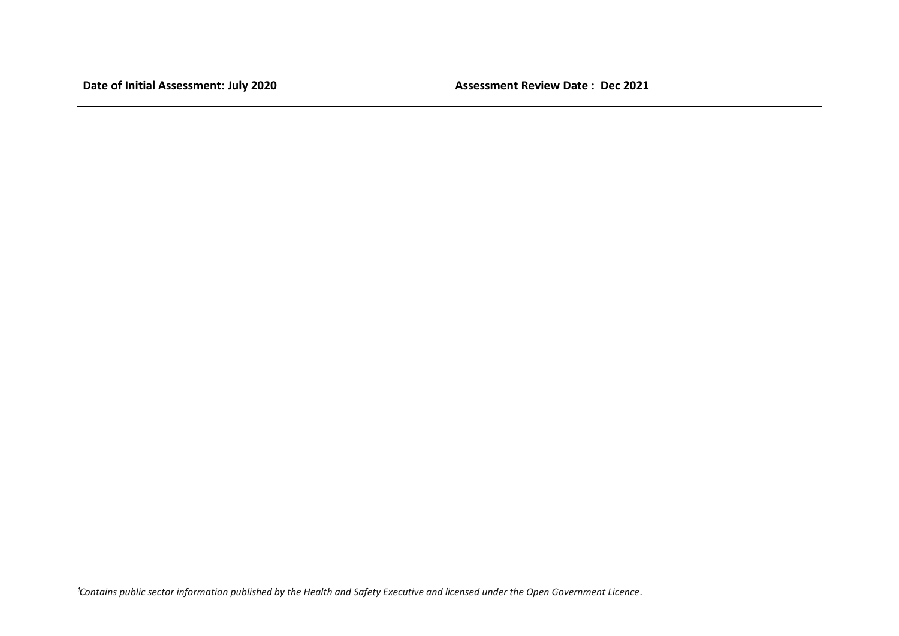| Date of Initial Assessment: July 2020 | Assessment Review Date : Dec 2021 |
| --- | --- |

[1]*Contains public sector information published by the Health and Safety Executive and licensed under the Open Government Licence.*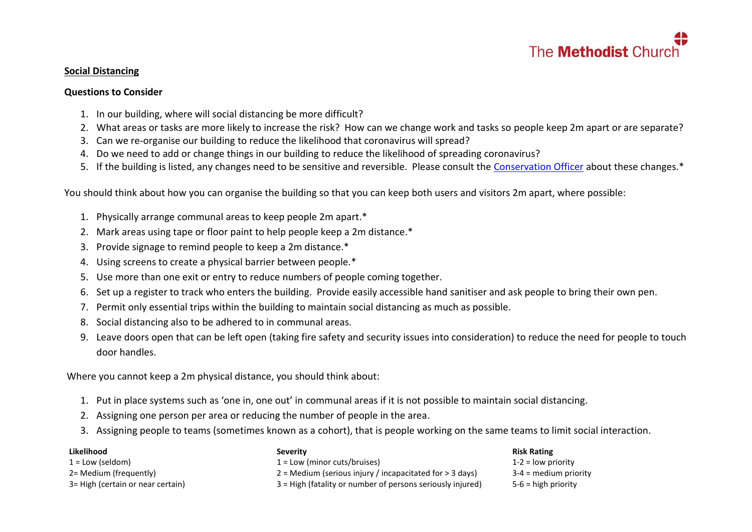**Social Distancing**

**Questions to Consider**

1. In our building, where will social distancing be more difficult?
2. What areas or tasks are more likely to increase the risk? How can we change work and tasks so people keep 2m apart or are separate?
3. Can we re-organise our building to reduce the likelihood that coronavirus will spread?
4. Do we need to add or change things in our building to reduce the likelihood of spreading coronavirus?
5. If the building is listed, any changes need to be sensitive and reversible. Please consult the Conservation Officer about these changes.*

You should think about how you can organise the building so that you can keep both users and visitors 2m apart, where possible:

1. Physically arrange communal areas to keep people 2m apart.*
2. Mark areas using tape or floor paint to help people keep a 2m distance.*
3. Provide signage to remind people to keep a 2m distance.*
4. Using screens to create a physical barrier between people.*
5. Use more than one exit or entry to reduce numbers of people coming together.
6. Set up a register to track who enters the building. Provide easily accessible hand sanitiser and ask people to bring their own pen.
7. Permit only essential trips within the building to maintain social distancing as much as possible.
8. Social distancing also to be adhered to in communal areas.
9. Leave doors open that can be left open (taking fire safety and security issues into consideration) to reduce the need for people to touch door handles.

Where you cannot keep a 2m physical distance, you should think about:

1. Put in place systems such as 'one in, one out' in communal areas if it is not possible to maintain social distancing.
2. Assigning one person per area or reducing the number of people in the area.
3. Assigning people to teams (sometimes known as a cohort), that is people working on the same teams to limit social interaction.

| Likelihood | Severity | Risk Rating |
|---|---|---|
| 1 = Low (seldom) | 1 = Low (minor cuts/bruises) | 1-2 = low priority |
| 2= Medium (frequently) | 2 = Medium (serious injury / incapacitated for > 3 days) | 3-4 = medium priority |
| 3= High (certain or near certain) | 3 = High (fatality or number of persons seriously injured) | 5-6 = high priority |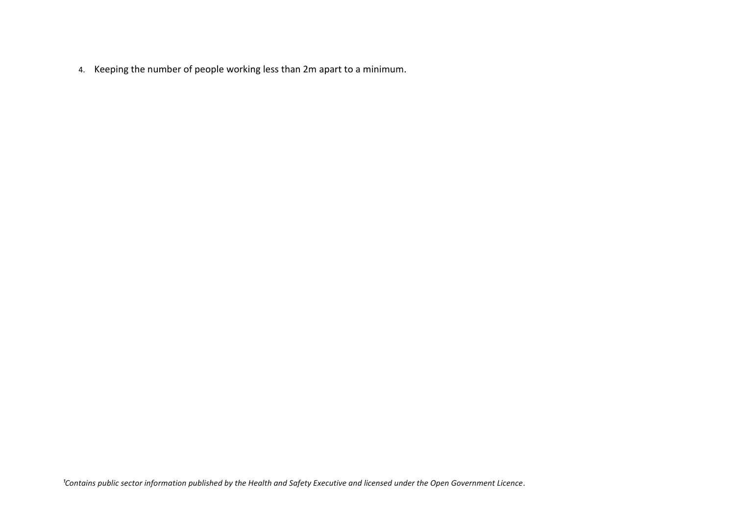4. Keeping the number of people working less than 2m apart to a minimum.

[1]*Contains public sector information published by the Health and Safety Executive and licensed under the Open Government Licence*.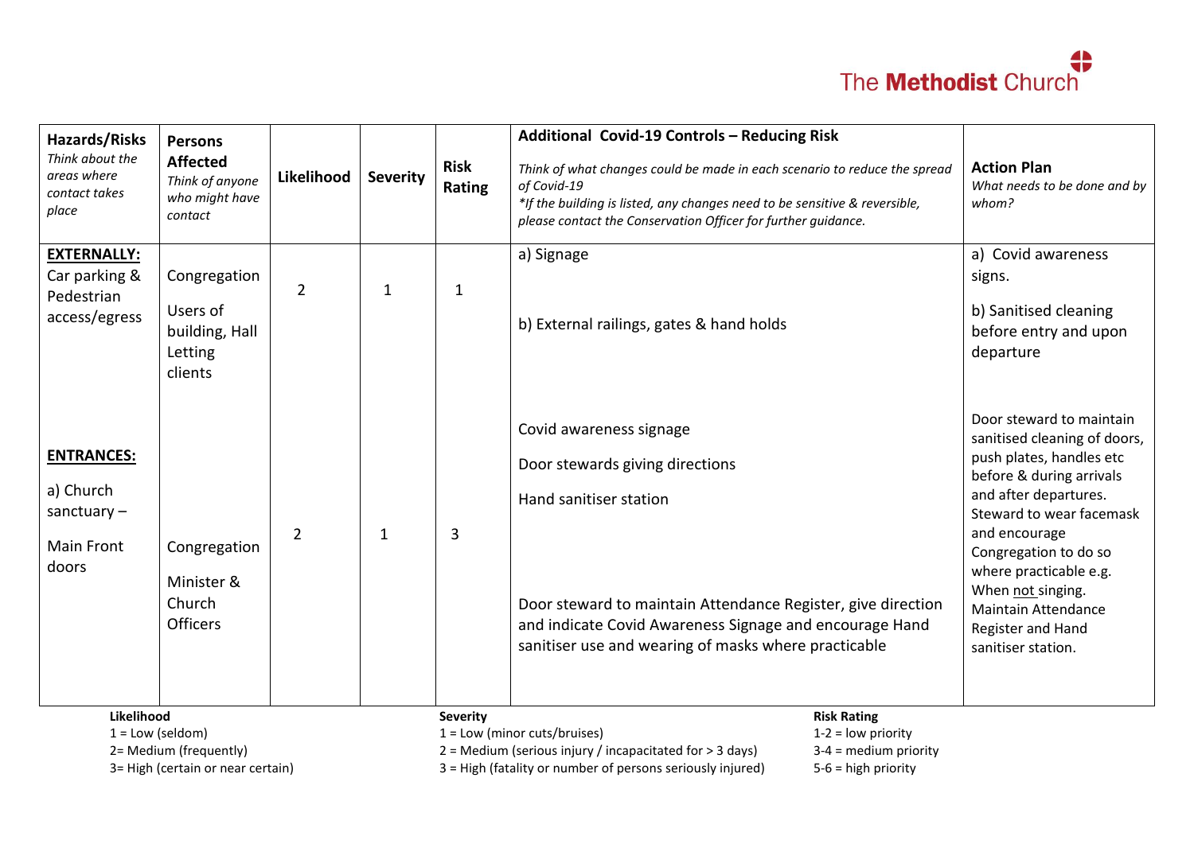| **Hazards/Risks** *Think about the areas where contact takes place* | **Persons Affected** *Think of anyone who might have contact* | **Likelihood** | **Severity** | **Risk Rating** | **Additional Covid-19 Controls – Reducing Risk** *Think of what changes could be made in each scenario to reduce the spread of Covid-19* *\*If the building is listed, any changes need to be sensitive & reversible, please contact the Conservation Officer for further guidance.* | **Action Plan** *What needs to be done and by whom?* |
|---|---|---|---|---|---|---|
| **EXTERNALLY:** Car parking & Pedestrian access/egress | Congregation<br>Users of building, Hall Letting clients | 2 | 1 | 1 | a) Signage<br><br>b) External railings, gates & hand holds | a) Covid awareness signs.<br><br>b) Sanitised cleaning before entry and upon departure |
| **ENTRANCES:**<br>a) Church sanctuary –<br>Main Front doors | Congregation<br>Minister & Church Officers | 2 | 1 | 3 | Covid awareness signage<br>Door stewards giving directions<br>Hand sanitiser station<br><br>Door steward to maintain Attendance Register, give direction and indicate Covid Awareness Signage and encourage Hand sanitiser use and wearing of masks where practicable | Door steward to maintain sanitised cleaning of doors, push plates, handles etc before & during arrivals and after departures. Steward to wear facemask and encourage Congregation to do so where practicable e.g. When not singing. Maintain Attendance Register and Hand sanitiser station. |

**Likelihood**
1 = Low (seldom)
2= Medium (frequently)
3= High (certain or near certain)

**Severity**
1 = Low (minor cuts/bruises)
2 = Medium (serious injury / incapacitated for > 3 days)
3 = High (fatality or number of persons seriously injured)

**Risk Rating**
1-2 = low priority
3-4 = medium priority
5-6 = high priority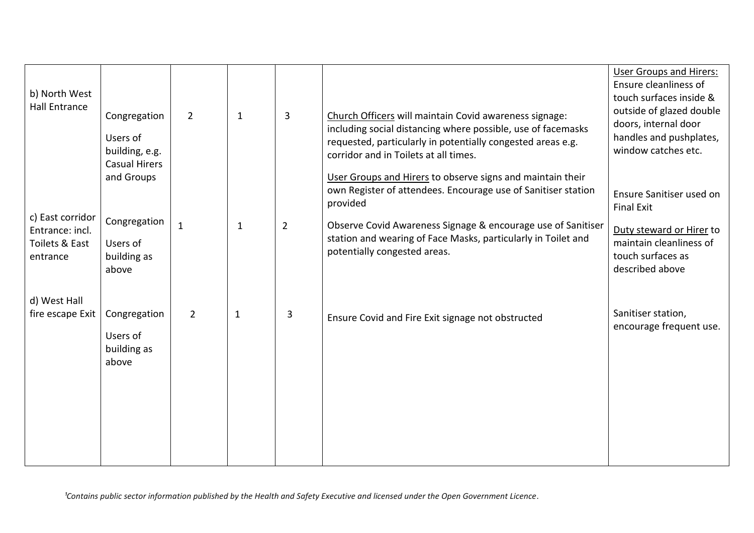| | | | | | | |
|---|---|---|---|---|---|---|
| b) North West Hall Entrance | Congregation<br>Users of building, e.g. Casual Hirers and Groups | 2 | 1 | 3 | Church Officers will maintain Covid awareness signage: including social distancing where possible, use of facemasks requested, particularly in potentially congested areas e.g. corridor and in Toilets at all times.<br>User Groups and Hirers to observe signs and maintain their own Register of attendees. Encourage use of Sanitiser station provided | User Groups and Hirers: Ensure cleanliness of touch surfaces inside & outside of glazed double doors, internal door handles and pushplates, window catches etc.<br>Ensure Sanitiser used on Final Exit |
| c) East corridor Entrance: incl. Toilets & East entrance | Congregation<br>Users of building as above | 1 | 1 | 2 | Observe Covid Awareness Signage & encourage use of Sanitiser station and wearing of Face Masks, particularly in Toilet and potentially congested areas. | Duty steward or Hirer to maintain cleanliness of touch surfaces as described above |
| d) West Hall fire escape Exit | Congregation<br>Users of building as above | 2 | 1 | 3 | Ensure Covid and Fire Exit signage not obstructed | Sanitiser station, encourage frequent use. |

*[1]Contains public sector information published by the Health and Safety Executive and licensed under the Open Government Licence.*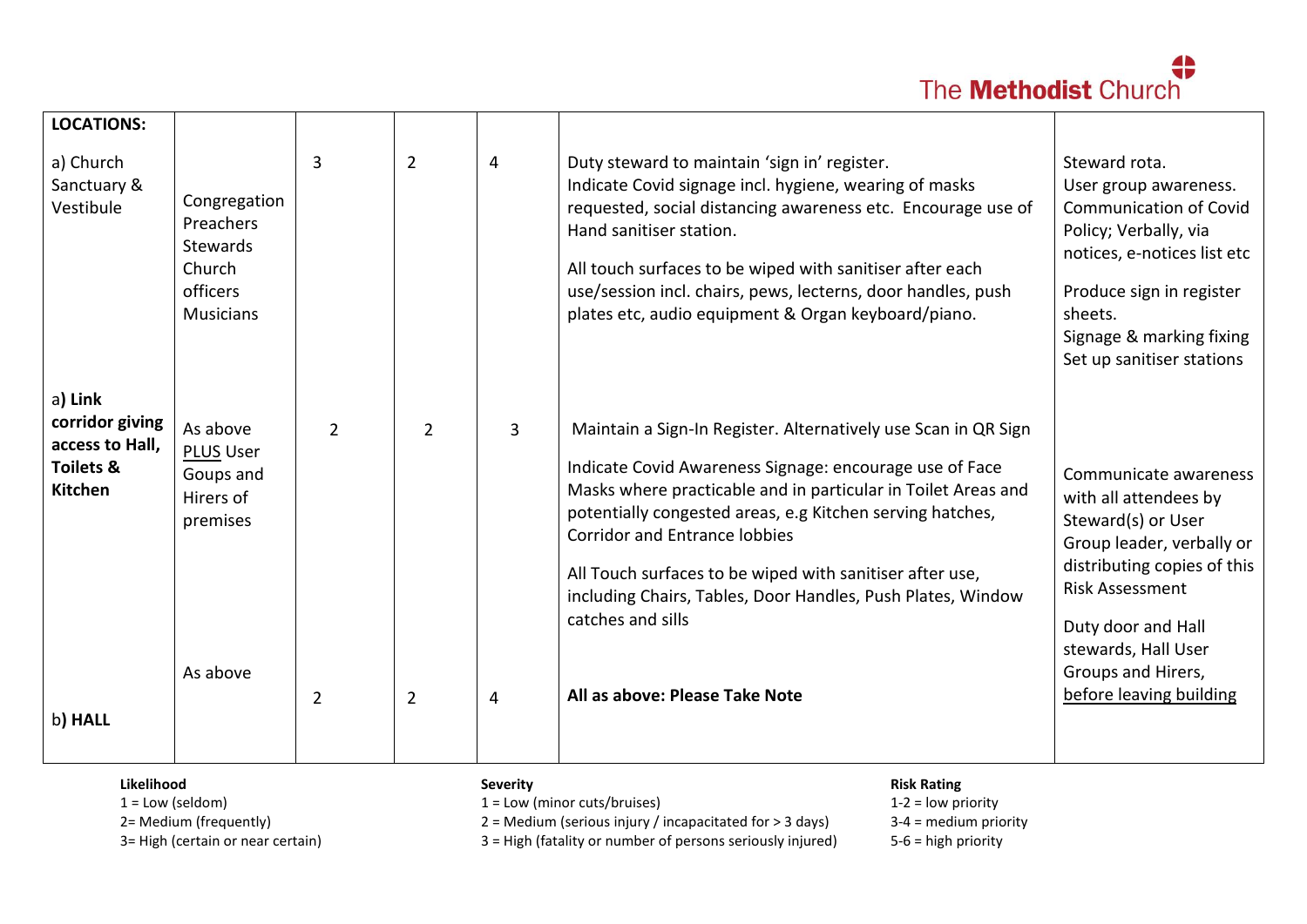| LOCATIONS: | | | | | | |
|---|---|---|---|---|---|---|
| a) Church Sanctuary & Vestibule | Congregation Preachers Stewards Church officers Musicians | 3 | 2 | 4 | Duty steward to maintain 'sign in' register. Indicate Covid signage incl. hygiene, wearing of masks requested, social distancing awareness etc. Encourage use of Hand sanitiser station.<br><br>All touch surfaces to be wiped with sanitiser after each use/session incl. chairs, pews, lecterns, door handles, push plates etc, audio equipment & Organ keyboard/piano. | Steward rota. User group awareness. Communication of Covid Policy; Verbally, via notices, e-notices list etc<br><br>Produce sign in register sheets.<br>Signage & marking fixing<br>Set up sanitiser stations |
| a) **Link corridor giving access to Hall, Toilets & Kitchen** | As above PLUS User Goups and Hirers of premises | 2 | 2 | 3 | Maintain a Sign-In Register. Alternatively use Scan in QR Sign<br><br>Indicate Covid Awareness Signage: encourage use of Face Masks where practicable and in particular in Toilet Areas and potentially congested areas, e.g Kitchen serving hatches, Corridor and Entrance lobbies<br><br>All Touch surfaces to be wiped with sanitiser after use, including Chairs, Tables, Door Handles, Push Plates, Window catches and sills | Communicate awareness with all attendees by Steward(s) or User Group leader, verbally or distributing copies of this Risk Assessment<br><br>Duty door and Hall stewards, Hall User Groups and Hirers, before leaving building |
| b) **HALL** | As above | 2 | 2 | 4 | **All as above: Please Take Note** | |

**Likelihood**
1 = Low (seldom)
2= Medium (frequently)
3= High (certain or near certain)

**Severity**
1 = Low (minor cuts/bruises)
2 = Medium (serious injury / incapacitated for > 3 days)
3 = High (fatality or number of persons seriously injured)

**Risk Rating**
1-2 = low priority
3-4 = medium priority
5-6 = high priority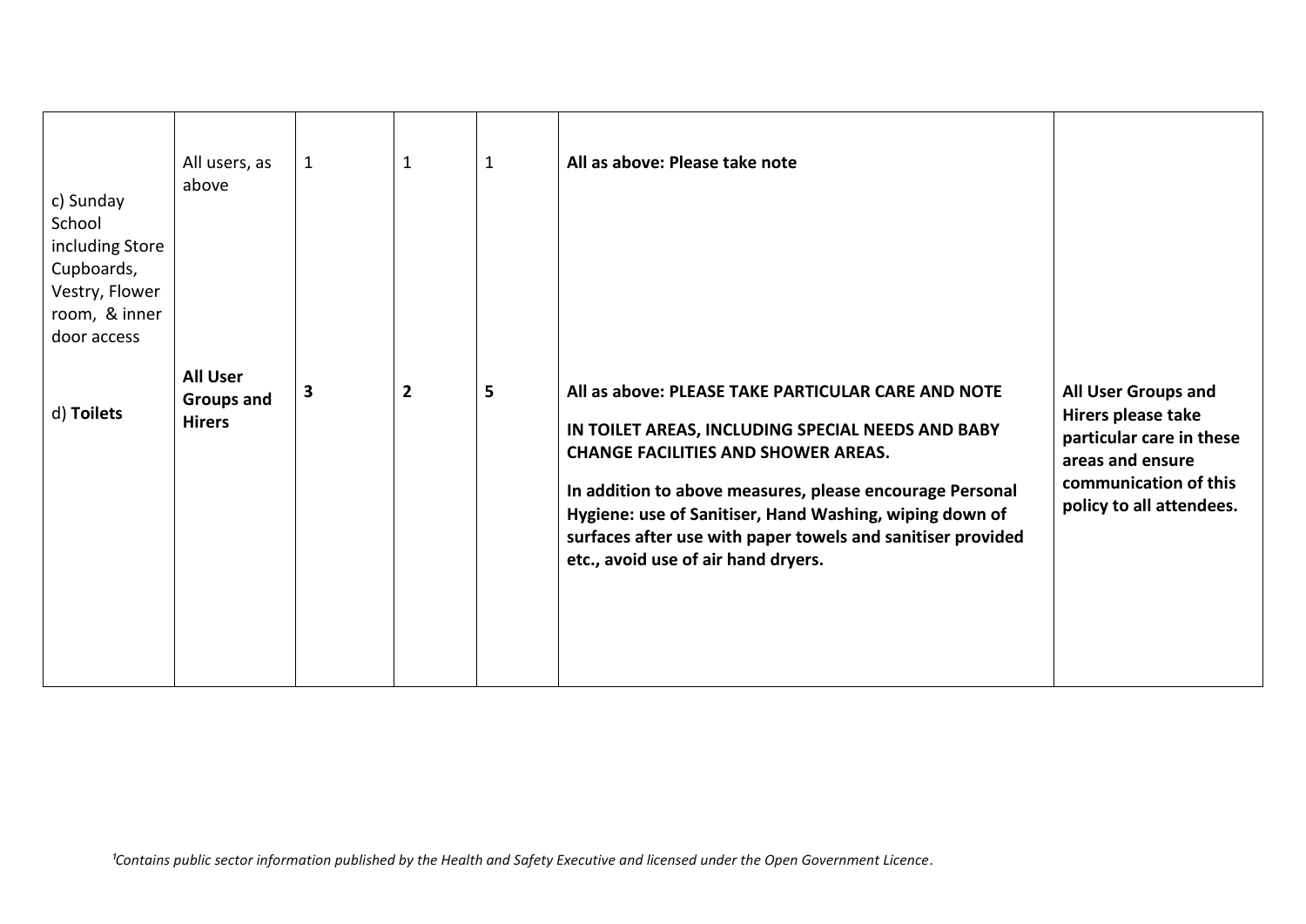| | | | | | | |
|---|---|---|---|---|---|---|
| c) Sunday School including Store Cupboards, Vestry, Flower room, & inner door access | All users, as above | 1 | 1 | 1 | **All as above: Please take note** | |
| d) **Toilets** | **All User Groups and Hirers** | **3** | **2** | **5** | **All as above: PLEASE TAKE PARTICULAR CARE AND NOTE**<br><br>**IN TOILET AREAS, INCLUDING SPECIAL NEEDS AND BABY CHANGE FACILITIES AND SHOWER AREAS.**<br><br>**In addition to above measures, please encourage Personal Hygiene: use of Sanitiser, Hand Washing, wiping down of surfaces after use with paper towels and sanitiser provided etc., avoid use of air hand dryers.** | **All User Groups and Hirers please take particular care in these areas and ensure communication of this policy to all attendees.** |

[1]*Contains public sector information published by the Health and Safety Executive and licensed under the Open Government Licence.*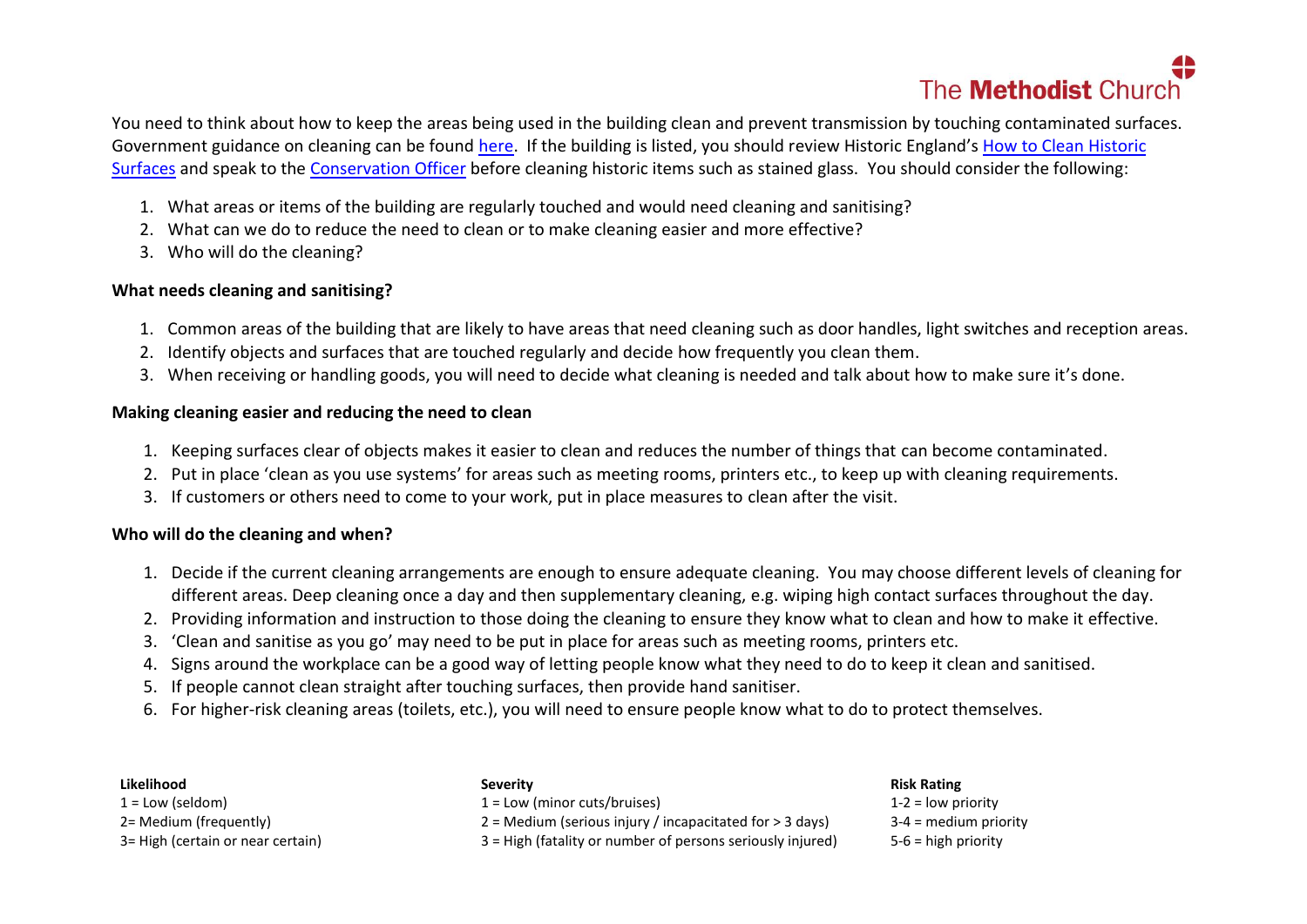You need to think about how to keep the areas being used in the building clean and prevent transmission by touching contaminated surfaces. Government guidance on cleaning can be found here. If the building is listed, you should review Historic England's How to Clean Historic Surfaces and speak to the Conservation Officer before cleaning historic items such as stained glass. You should consider the following:

1. What areas or items of the building are regularly touched and would need cleaning and sanitising?
2. What can we do to reduce the need to clean or to make cleaning easier and more effective?
3. Who will do the cleaning?

**What needs cleaning and sanitising?**

1. Common areas of the building that are likely to have areas that need cleaning such as door handles, light switches and reception areas.
2. Identify objects and surfaces that are touched regularly and decide how frequently you clean them.
3. When receiving or handling goods, you will need to decide what cleaning is needed and talk about how to make sure it's done.

**Making cleaning easier and reducing the need to clean**

1. Keeping surfaces clear of objects makes it easier to clean and reduces the number of things that can become contaminated.
2. Put in place 'clean as you use systems' for areas such as meeting rooms, printers etc., to keep up with cleaning requirements.
3. If customers or others need to come to your work, put in place measures to clean after the visit.

**Who will do the cleaning and when?**

1. Decide if the current cleaning arrangements are enough to ensure adequate cleaning. You may choose different levels of cleaning for different areas. Deep cleaning once a day and then supplementary cleaning, e.g. wiping high contact surfaces throughout the day.
2. Providing information and instruction to those doing the cleaning to ensure they know what to clean and how to make it effective.
3. 'Clean and sanitise as you go' may need to be put in place for areas such as meeting rooms, printers etc.
4. Signs around the workplace can be a good way of letting people know what they need to do to keep it clean and sanitised.
5. If people cannot clean straight after touching surfaces, then provide hand sanitiser.
6. For higher-risk cleaning areas (toilets, etc.), you will need to ensure people know what to do to protect themselves.

| **Likelihood** | **Severity** | **Risk Rating** |
|---|---|---|
| 1 = Low (seldom) | 1 = Low (minor cuts/bruises) | 1-2 = low priority |
| 2= Medium (frequently) | 2 = Medium (serious injury / incapacitated for > 3 days) | 3-4 = medium priority |
| 3= High (certain or near certain) | 3 = High (fatality or number of persons seriously injured) | 5-6 = high priority |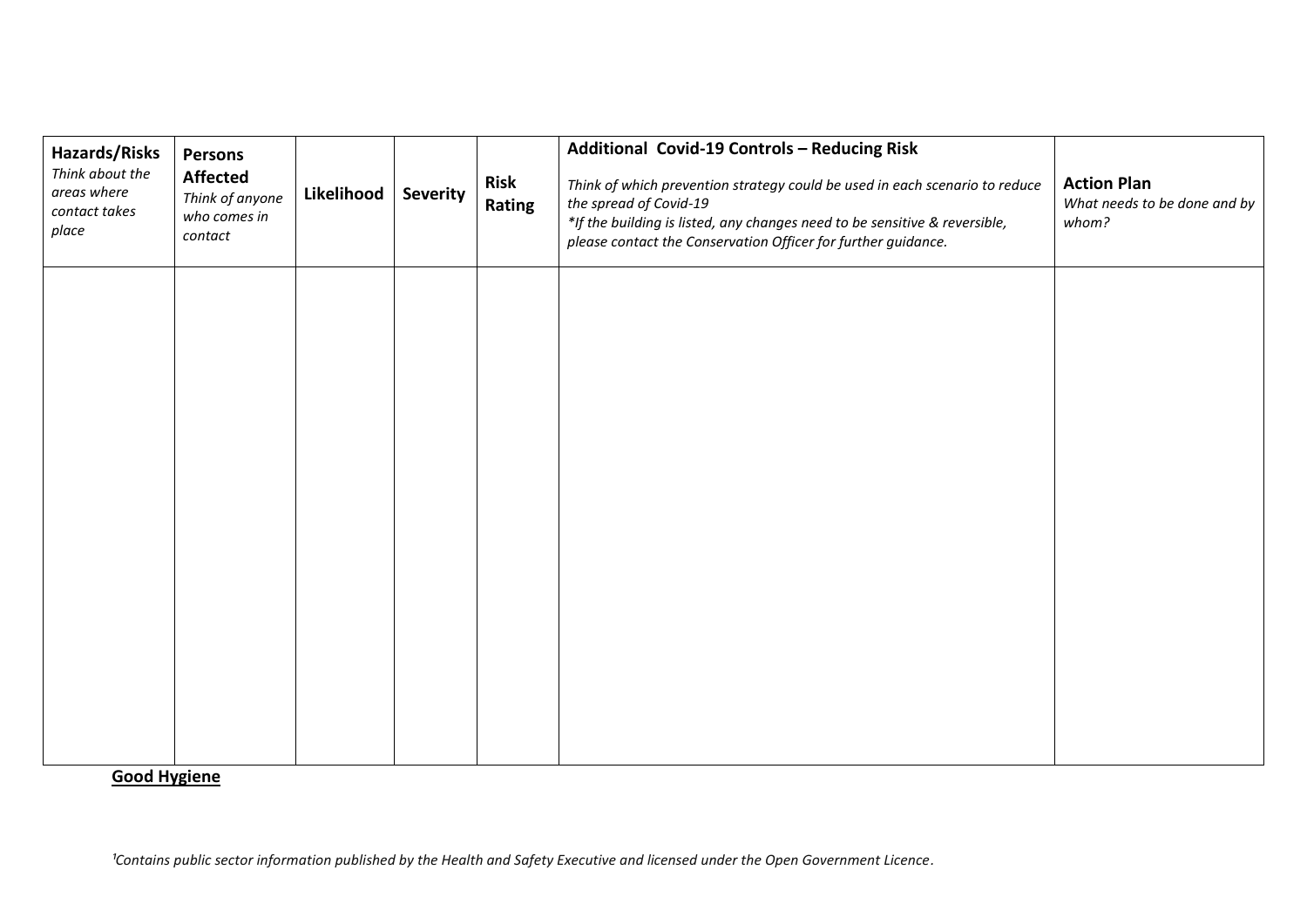| **Hazards/Risks** *Think about the areas where contact takes place* | **Persons Affected** *Think of anyone who comes in contact* | **Likelihood** | **Severity** | **Risk Rating** | **Additional Covid-19 Controls – Reducing Risk** *Think of which prevention strategy could be used in each scenario to reduce the spread of Covid-19* *\*If the building is listed, any changes need to be sensitive & reversible, please contact the Conservation Officer for further guidance.* | **Action Plan** *What needs to be done and by whom?* |
|---|---|---|---|---|---|---|
| | | | | | | |

**Good Hygiene**

*[1]Contains public sector information published by the Health and Safety Executive and licensed under the Open Government Licence.*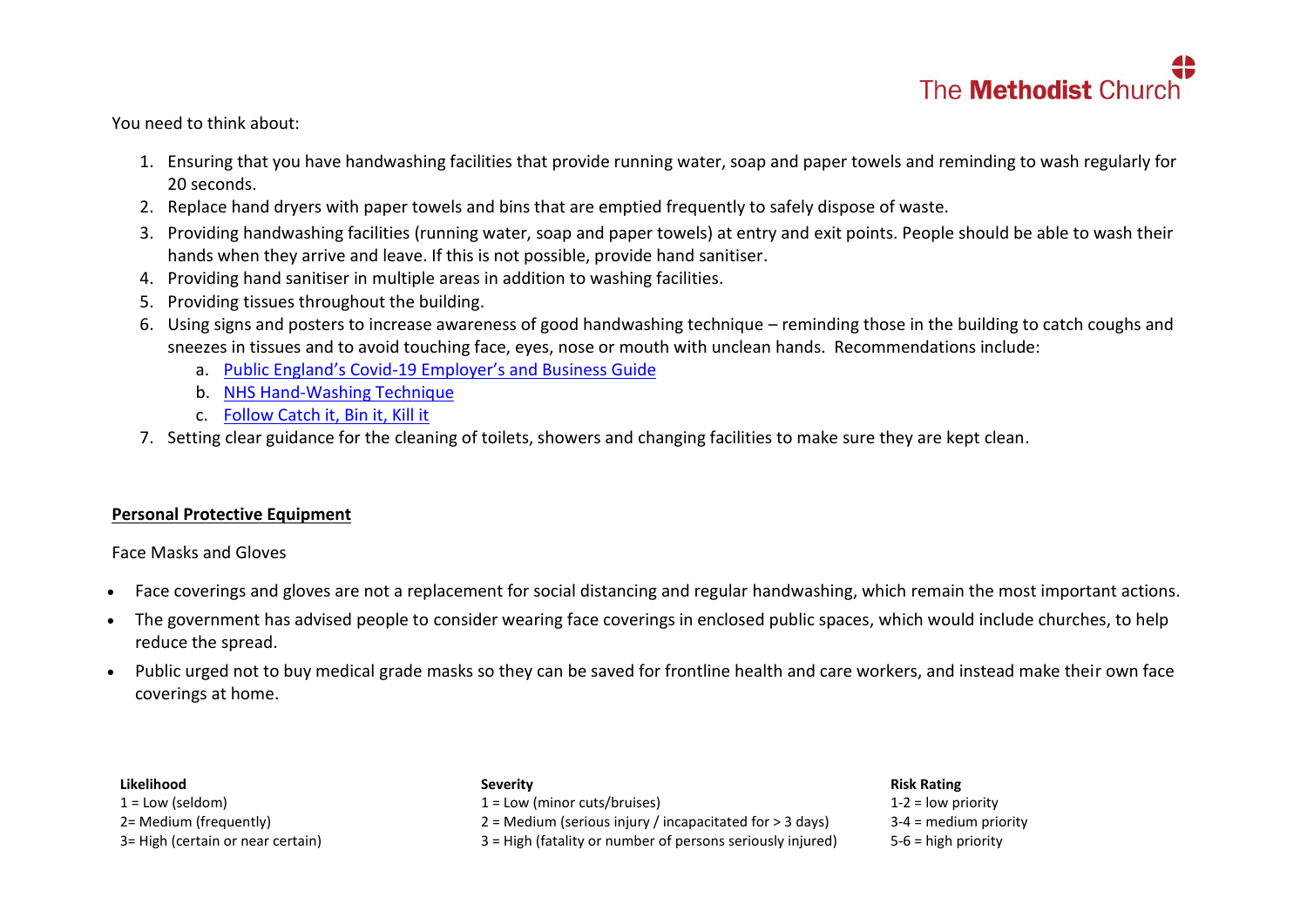You need to think about:

1. Ensuring that you have handwashing facilities that provide running water, soap and paper towels and reminding to wash regularly for 20 seconds.
2. Replace hand dryers with paper towels and bins that are emptied frequently to safely dispose of waste.
3. Providing handwashing facilities (running water, soap and paper towels) at entry and exit points. People should be able to wash their hands when they arrive and leave. If this is not possible, provide hand sanitiser.
4. Providing hand sanitiser in multiple areas in addition to washing facilities.
5. Providing tissues throughout the building.
6. Using signs and posters to increase awareness of good handwashing technique – reminding those in the building to catch coughs and sneezes in tissues and to avoid touching face, eyes, nose or mouth with unclean hands. Recommendations include:
   a. Public England's Covid-19 Employer's and Business Guide
   b. NHS Hand-Washing Technique
   c. Follow Catch it, Bin it, Kill it
7. Setting clear guidance for the cleaning of toilets, showers and changing facilities to make sure they are kept clean.

## Personal Protective Equipment

Face Masks and Gloves

- Face coverings and gloves are not a replacement for social distancing and regular handwashing, which remain the most important actions.
- The government has advised people to consider wearing face coverings in enclosed public spaces, which would include churches, to help reduce the spread.
- Public urged not to buy medical grade masks so they can be saved for frontline health and care workers, and instead make their own face coverings at home.

| **Likelihood** | **Severity** | **Risk Rating** |
|---|---|---|
| 1 = Low (seldom) | 1 = Low (minor cuts/bruises) | 1-2 = low priority |
| 2= Medium (frequently) | 2 = Medium (serious injury / incapacitated for > 3 days) | 3-4 = medium priority |
| 3= High (certain or near certain) | 3 = High (fatality or number of persons seriously injured) | 5-6 = high priority |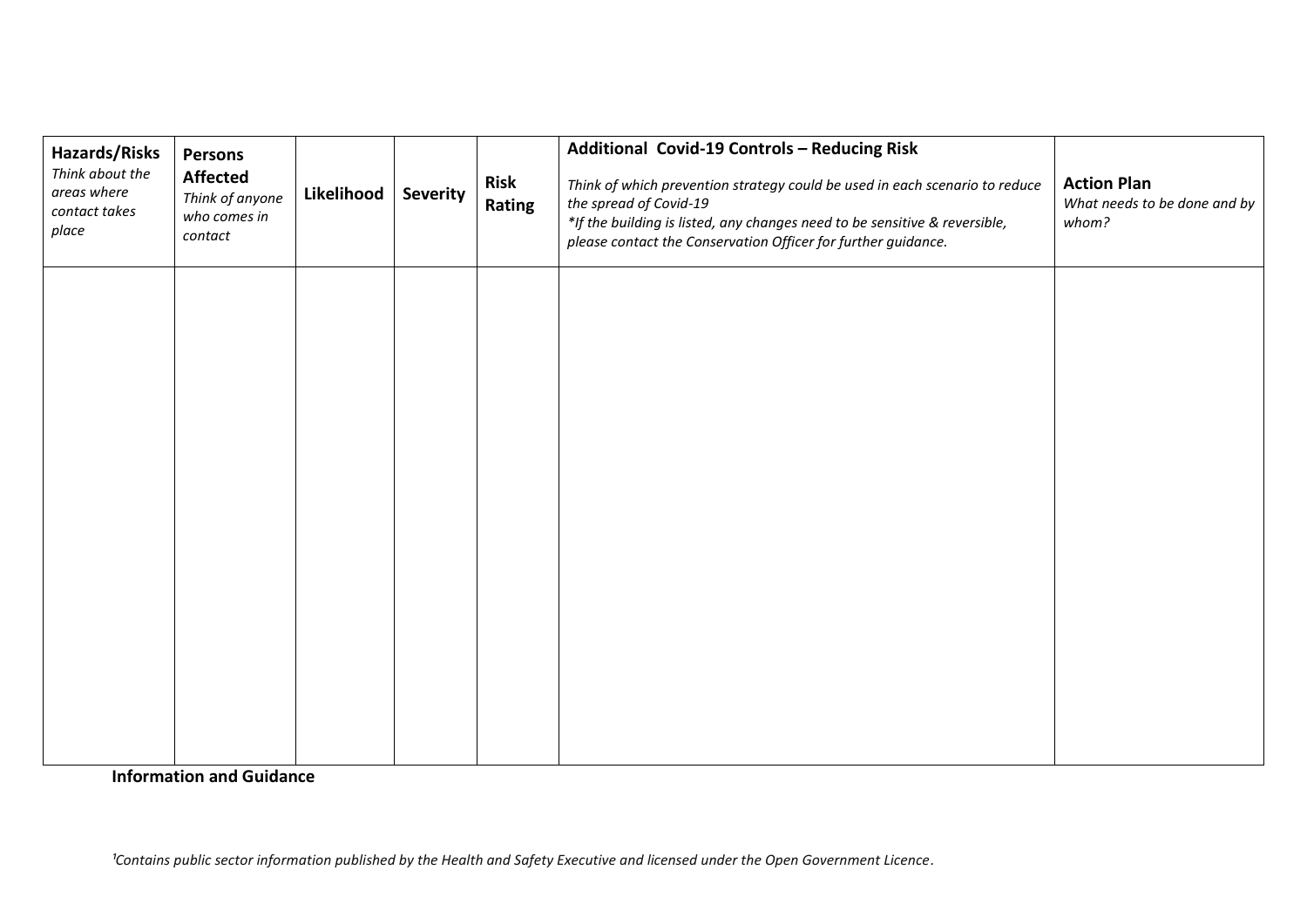| **Hazards/Risks** *Think about the areas where contact takes place* | **Persons Affected** *Think of anyone who comes in contact* | **Likelihood** | **Severity** | **Risk Rating** | **Additional Covid-19 Controls – Reducing Risk** *Think of which prevention strategy could be used in each scenario to reduce the spread of Covid-19* *\*If the building is listed, any changes need to be sensitive & reversible, please contact the Conservation Officer for further guidance.* | **Action Plan** *What needs to be done and by whom?* |
|---|---|---|---|---|---|---|
| | | | | | | |

**Information and Guidance**

*[1]Contains public sector information published by the Health and Safety Executive and licensed under the Open Government Licence.*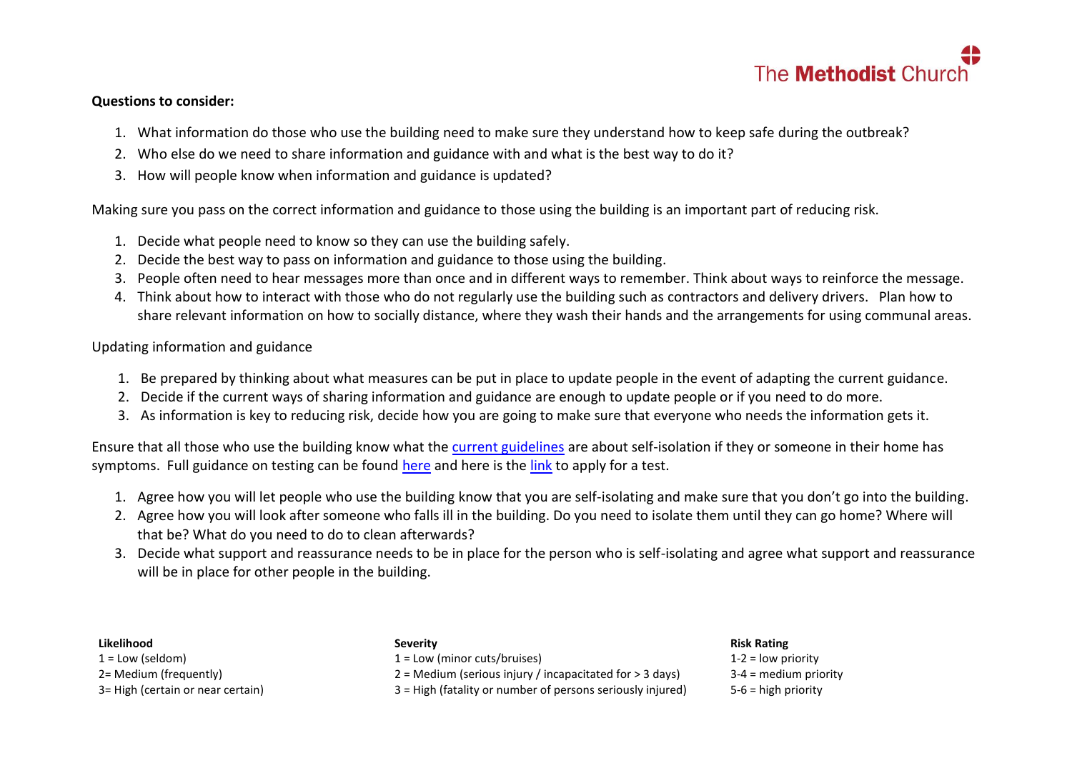**Questions to consider:**

1. What information do those who use the building need to make sure they understand how to keep safe during the outbreak?
2. Who else do we need to share information and guidance with and what is the best way to do it?
3. How will people know when information and guidance is updated?

Making sure you pass on the correct information and guidance to those using the building is an important part of reducing risk.

1. Decide what people need to know so they can use the building safely.
2. Decide the best way to pass on information and guidance to those using the building.
3. People often need to hear messages more than once and in different ways to remember. Think about ways to reinforce the message.
4. Think about how to interact with those who do not regularly use the building such as contractors and delivery drivers. Plan how to share relevant information on how to socially distance, where they wash their hands and the arrangements for using communal areas.

Updating information and guidance

1. Be prepared by thinking about what measures can be put in place to update people in the event of adapting the current guidance.
2. Decide if the current ways of sharing information and guidance are enough to update people or if you need to do more.
3. As information is key to reducing risk, decide how you are going to make sure that everyone who needs the information gets it.

Ensure that all those who use the building know what the current guidelines are about self-isolation if they or someone in their home has symptoms. Full guidance on testing can be found here and here is the link to apply for a test.

1. Agree how you will let people who use the building know that you are self-isolating and make sure that you don't go into the building.
2. Agree how you will look after someone who falls ill in the building. Do you need to isolate them until they can go home? Where will that be? What do you need to do to clean afterwards?
3. Decide what support and reassurance needs to be in place for the person who is self-isolating and agree what support and reassurance will be in place for other people in the building.

| **Likelihood** | **Severity** | **Risk Rating** |
|---|---|---|
| 1 = Low (seldom) | 1 = Low (minor cuts/bruises) | 1-2 = low priority |
| 2= Medium (frequently) | 2 = Medium (serious injury / incapacitated for > 3 days) | 3-4 = medium priority |
| 3= High (certain or near certain) | 3 = High (fatality or number of persons seriously injured) | 5-6 = high priority |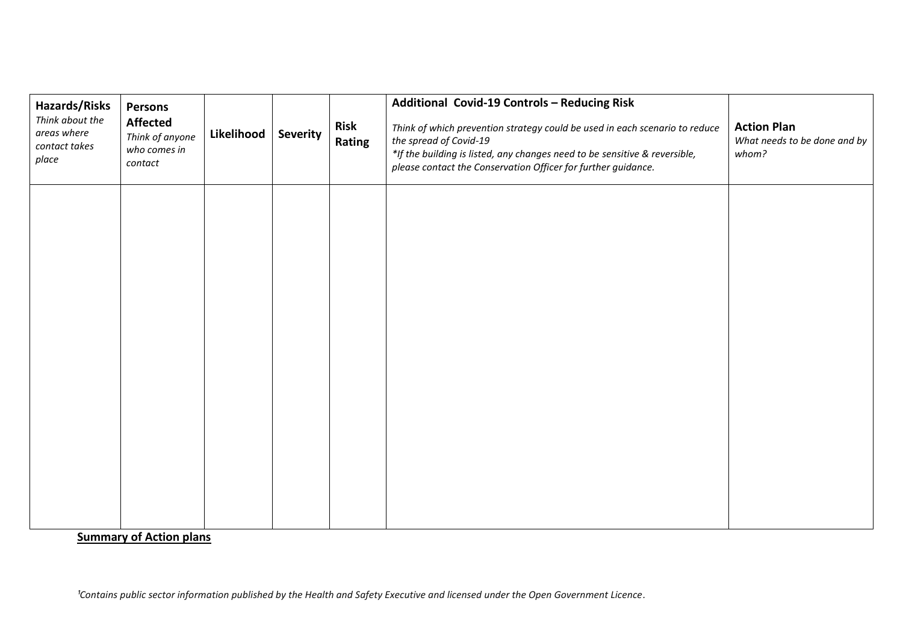| **Hazards/Risks** *Think about the areas where contact takes place* | **Persons Affected** *Think of anyone who comes in contact* | **Likelihood** | **Severity** | **Risk Rating** | **Additional Covid-19 Controls – Reducing Risk** *Think of which prevention strategy could be used in each scenario to reduce the spread of Covid-19* *\*If the building is listed, any changes need to be sensitive & reversible, please contact the Conservation Officer for further guidance.* | **Action Plan** *What needs to be done and by whom?* |
|---|---|---|---|---|---|---|
| | | | | | | |

**Summary of Action plans**

*[1]Contains public sector information published by the Health and Safety Executive and licensed under the Open Government Licence.*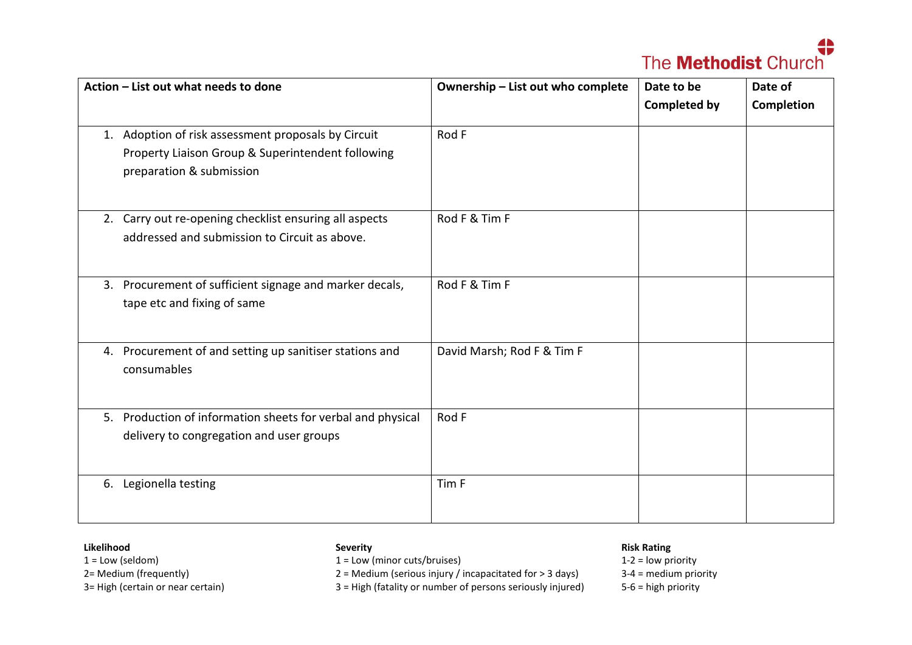| Action – List out what needs to done | Ownership – List out who complete | Date to be Completed by | Date of Completion |
|---|---|---|---|
| 1. Adoption of risk assessment proposals by Circuit Property Liaison Group & Superintendent following preparation & submission | Rod F | | |
| 2. Carry out re-opening checklist ensuring all aspects addressed and submission to Circuit as above. | Rod F & Tim F | | |
| 3. Procurement of sufficient signage and marker decals, tape etc and fixing of same | Rod F & Tim F | | |
| 4. Procurement of and setting up sanitiser stations and consumables | David Marsh; Rod F & Tim F | | |
| 5. Production of information sheets for verbal and physical delivery to congregation and user groups | Rod F | | |
| 6. Legionella testing | Tim F | | |

**Likelihood**
1 = Low (seldom)
2= Medium (frequently)
3= High (certain or near certain)

**Severity**
1 = Low (minor cuts/bruises)
2 = Medium (serious injury / incapacitated for > 3 days)
3 = High (fatality or number of persons seriously injured)

**Risk Rating**
1-2 = low priority
3-4 = medium priority
5-6 = high priority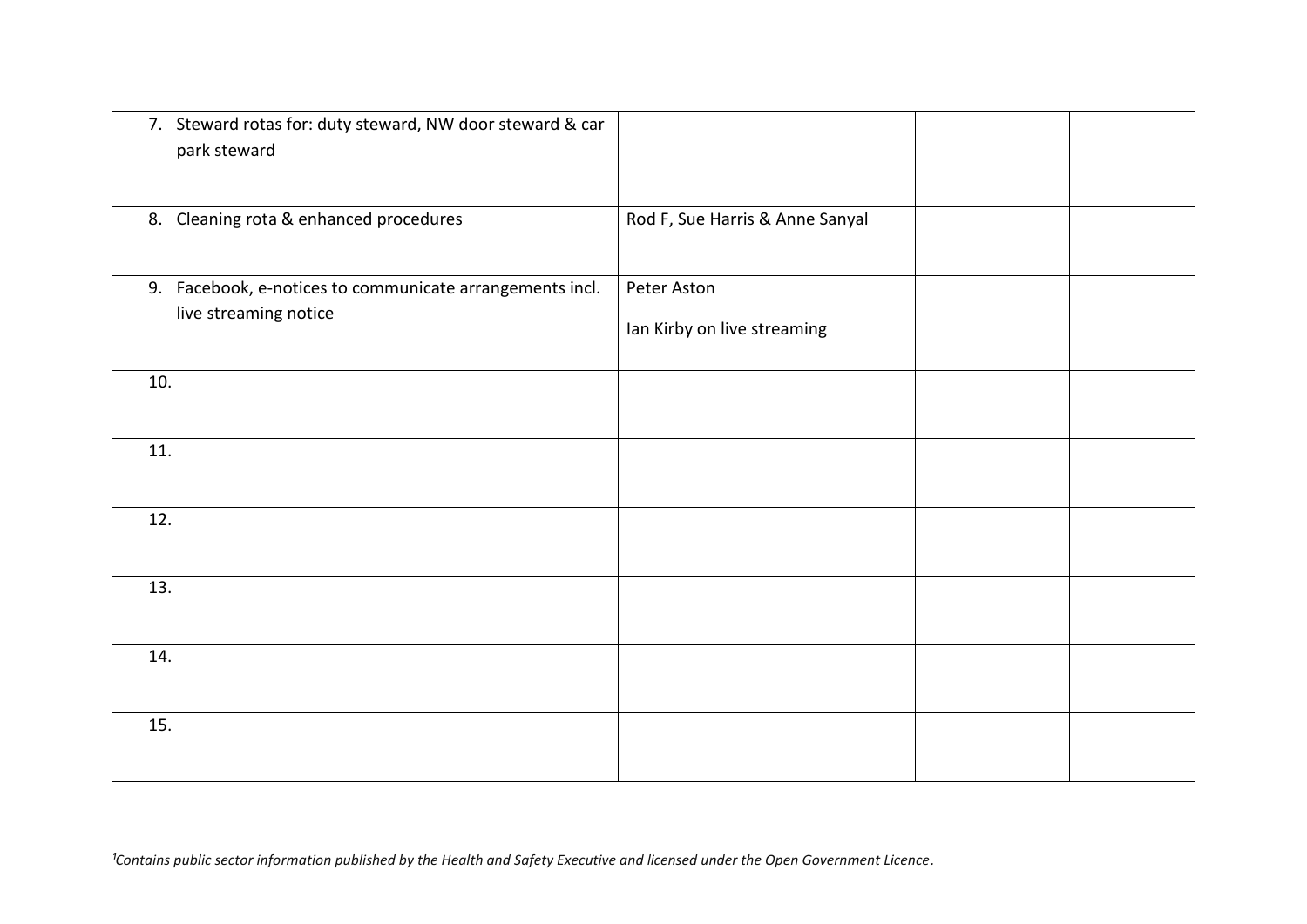| | | | |
|---|---|---|---|
| 7. Steward rotas for: duty steward, NW door steward & car park steward | | | |
| 8. Cleaning rota & enhanced procedures | Rod F, Sue Harris & Anne Sanyal | | |
| 9. Facebook, e-notices to communicate arrangements incl. live streaming notice | Peter Aston<br><br>Ian Kirby on live streaming | | |
| 10. | | | |
| 11. | | | |
| 12. | | | |
| 13. | | | |
| 14. | | | |
| 15. | | | |

*[1]Contains public sector information published by the Health and Safety Executive and licensed under the Open Government Licence.*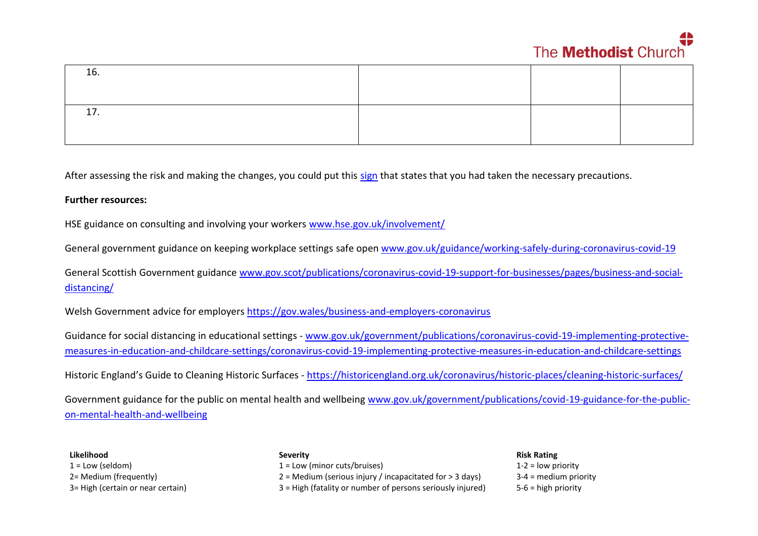| | | | |
|---|---|---|---|
| 16. | | | |
| 17. | | | |

After assessing the risk and making the changes, you could put this sign that states that you had taken the necessary precautions.

**Further resources:**

HSE guidance on consulting and involving your workers www.hse.gov.uk/involvement/

General government guidance on keeping workplace settings safe open www.gov.uk/guidance/working-safely-during-coronavirus-covid-19

General Scottish Government guidance www.gov.scot/publications/coronavirus-covid-19-support-for-businesses/pages/business-and-social-distancing/

Welsh Government advice for employers https://gov.wales/business-and-employers-coronavirus

Guidance for social distancing in educational settings - www.gov.uk/government/publications/coronavirus-covid-19-implementing-protective-measures-in-education-and-childcare-settings/coronavirus-covid-19-implementing-protective-measures-in-education-and-childcare-settings

Historic England's Guide to Cleaning Historic Surfaces - https://historicengland.org.uk/coronavirus/historic-places/cleaning-historic-surfaces/

Government guidance for the public on mental health and wellbeing www.gov.uk/government/publications/covid-19-guidance-for-the-public-on-mental-health-and-wellbeing

**Likelihood**
1 = Low (seldom)
2= Medium (frequently)
3= High (certain or near certain)

**Severity**
1 = Low (minor cuts/bruises)
2 = Medium (serious injury / incapacitated for > 3 days)
3 = High (fatality or number of persons seriously injured)

**Risk Rating**
1-2 = low priority
3-4 = medium priority
5-6 = high priority